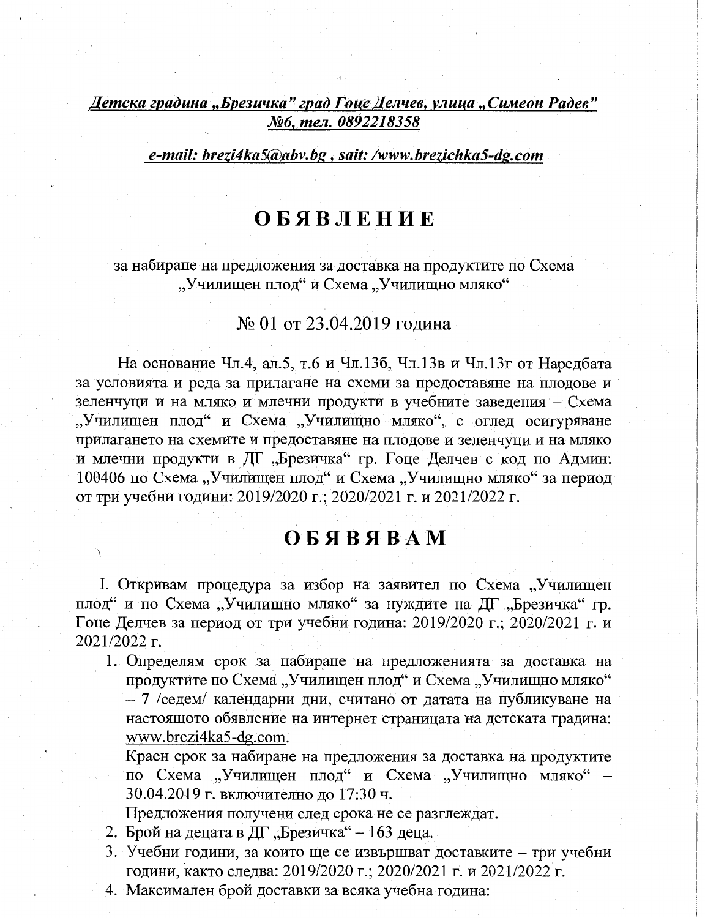***Детска градина „Брезичка" град Гоце Делчев, улица „Симеон Радев" №6, тел. 0892218358***

***e-mail: brezi4ka5@abv.bg , sait: /www.brezichka5-dg.com***

# ОБЯВЛЕНИЕ

за набиране на предложения за доставка на продуктите по Схема „Училищен плод" и Схема „Училищно мляко"

№ 01 от 23.04.2019 година

На основание Чл.4, ал.5, т.6 и Чл.13б, Чл.13в и Чл.13г от Наредбата за условията и реда за прилагане на схеми за предоставяне на плодове и зеленчуци и на мляко и млечни продукти в учебните заведения – Схема „Училищен плод" и Схема „Училищно мляко", с оглед осигуряване прилагането на схемите и предоставяне на плодове и зеленчуци и на мляко и млечни продукти в ДГ „Брезичка" гр. Гоце Делчев с код по Админ: 100406 по Схема „Училищен плод" и Схема „Училищно мляко" за период от три учебни години: 2019/2020 г.; 2020/2021 г. и 2021/2022 г.

# ОБЯВЯВАМ

I. Откривам процедура за избор на заявител по Схема „Училищен плод" и по Схема „Училищно мляко" за нуждите на ДГ „Брезичка" гр. Гоце Делчев за период от три учебни година: 2019/2020 г.; 2020/2021 г. и 2021/2022 г.

1. Определям срок за набиране на предложенията за доставка на продуктите по Схема „Училищен плод" и Схема „Училищно мляко" – 7 /седем/ календарни дни, считано от датата на публикуване на настоящото обявление на интернет страницата на детската градина: www.brezi4ka5-dg.com.
   Краен срок за набиране на предложения за доставка на продуктите по Схема „Училищен плод" и Схема „Училищно мляко" – 30.04.2019 г. включително до 17:30 ч.
   Предложения получени след срока не се разглеждат.
2. Брой на децата в ДГ „Брезичка" – 163 деца.
3. Учебни години, за които ще се извършват доставките – три учебни години, както следва: 2019/2020 г.; 2020/2021 г. и 2021/2022 г.
4. Максимален брой доставки за всяка учебна година: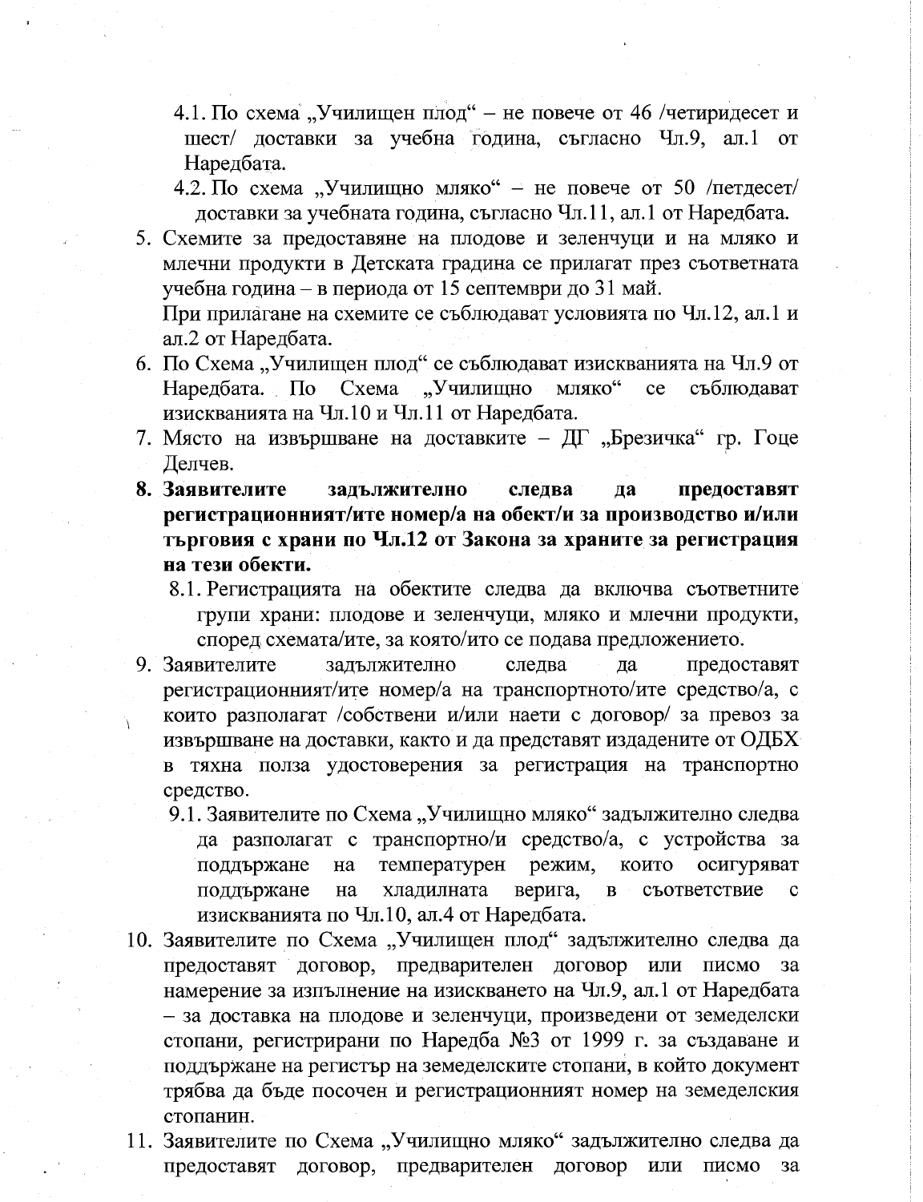4.1. По схема „Училищен плод“ – не повече от 46 /четиридесет и шест/ доставки за учебна година, съгласно Чл.9, ал.1 от Наредбата.

4.2. По схема „Училищно мляко“ – не повече от 50 /петдесет/ доставки за учебната година, съгласно Чл.11, ал.1 от Наредбата.

5. Схемите за предоставяне на плодове и зеленчуци и на мляко и млечни продукти в Детската градина се прилагат през съответната учебна година – в периода от 15 септември до 31 май.
   При прилагане на схемите се съблюдават условията по Чл.12, ал.1 и ал.2 от Наредбата.
6. По Схема „Училищен плод“ се съблюдават изискванията на Чл.9 от Наредбата. По Схема „Училищно мляко“ се съблюдават изискванията на Чл.10 и Чл.11 от Наредбата.
7. Място на извършване на доставките – ДГ „Брезичка“ гр. Гоце Делчев.
8. **Заявителите задължително следва да предоставят регистрационният/ите номер/а на обект/и за производство и/или търговия с храни по Чл.12 от Закона за храните за регистрация на тези обекти.**

   8.1. Регистрацията на обектите следва да включва съответните групи храни: плодове и зеленчуци, мляко и млечни продукти, според схемата/ите, за която/ито се подава предложението.

9. Заявителите задължително следва да предоставят регистрационният/ите номер/а на транспортното/ите средство/а, с които разполагат /собствени и/или наети с договор/ за превоз за извършване на доставки, както и да представят издадените от ОДБХ в тяхна полза удостоверения за регистрация на транспортно средство.

   9.1. Заявителите по Схема „Училищно мляко“ задължително следва да разполагат с транспортно/и средство/а, с устройства за поддържане на температурен режим, които осигуряват поддържане на хладилната верига, в съответствие с изискванията по Чл.10, ал.4 от Наредбата.

10. Заявителите по Схема „Училищен плод“ задължително следва да предоставят договор, предварителен договор или писмо за намерение за изпълнение на изискването на Чл.9, ал.1 от Наредбата – за доставка на плодове и зеленчуци, произведени от земеделски стопани, регистрирани по Наредба №3 от 1999 г. за създаване и поддържане на регистър на земеделските стопани, в който документ трябва да бъде посочен и регистрационният номер на земеделския стопанин.
11. Заявителите по Схема „Училищно мляко“ задължително следва да предоставят договор, предварителен договор или писмо за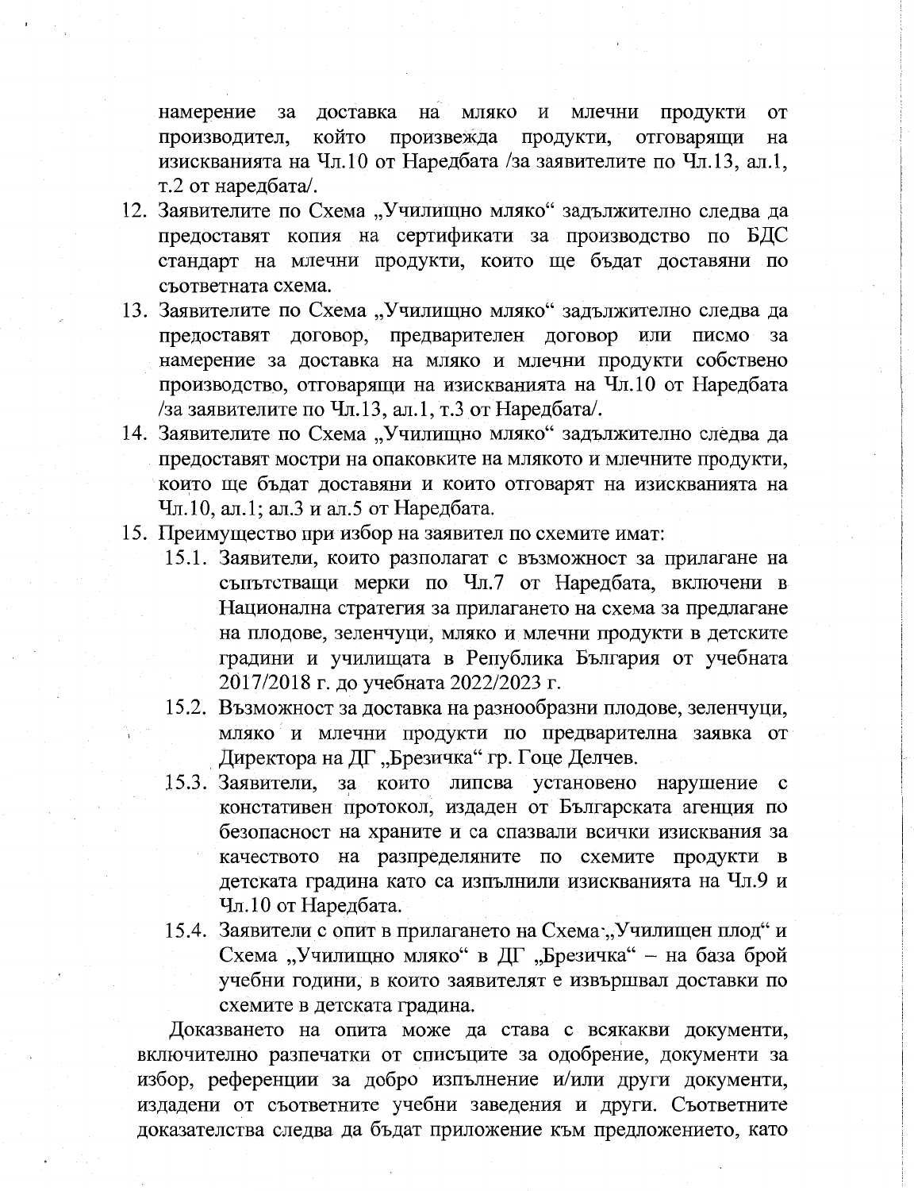намерение за доставка на мляко и млечни продукти от производител, който произвежда продукти, отговарящи на изискванията на Чл.10 от Наредбата /за заявителите по Чл.13, ал.1, т.2 от наредбата/.

12. Заявителите по Схема „Училищно мляко" задължително следва да предоставят копия на сертификати за производство по БДС стандарт на млечни продукти, които ще бъдат доставяни по съответната схема.
13. Заявителите по Схема „Училищно мляко" задължително следва да предоставят договор, предварителен договор или писмо за намерение за доставка на мляко и млечни продукти собствено производство, отговарящи на изискванията на Чл.10 от Наредбата /за заявителите по Чл.13, ал.1, т.3 от Наредбата/.
14. Заявителите по Схема „Училищно мляко" задължително следва да предоставят мостри на опаковките на млякото и млечните продукти, които ще бъдат доставяни и които отговарят на изискванията на Чл.10, ал.1; ал.3 и ал.5 от Наредбата.
15. Преимущество при избор на заявител по схемите имат:
    - 15.1. Заявители, които разполагат с възможност за прилагане на съпътстващи мерки по Чл.7 от Наредбата, включени в Национална стратегия за прилагането на схема за предлагане на плодове, зеленчуци, мляко и млечни продукти в детските градини и училищата в Република България от учебната 2017/2018 г. до учебната 2022/2023 г.
    - 15.2. Възможност за доставка на разнообразни плодове, зеленчуци, мляко и млечни продукти по предварителна заявка от Директора на ДГ „Брезичка" гр. Гоце Делчев.
    - 15.3. Заявители, за които липсва установено нарушение с констативен протокол, издаден от Българската агенция по безопасност на храните и са спазвали всички изисквания за качеството на разпределяните по схемите продукти в детската градина като са изпълнили изискванията на Чл.9 и Чл.10 от Наредбата.
    - 15.4. Заявители с опит в прилагането на Схема „Училищен плод" и Схема „Училищно мляко" в ДГ „Брезичка" – на база брой учебни години, в които заявителят е извършвал доставки по схемите в детската градина.

Доказването на опита може да става с всякакви документи, включително разпечатки от списъците за одобрение, документи за избор, референции за добро изпълнение и/или други документи, издадени от съответните учебни заведения и други. Съответните доказателства следва да бъдат приложение към предложението, като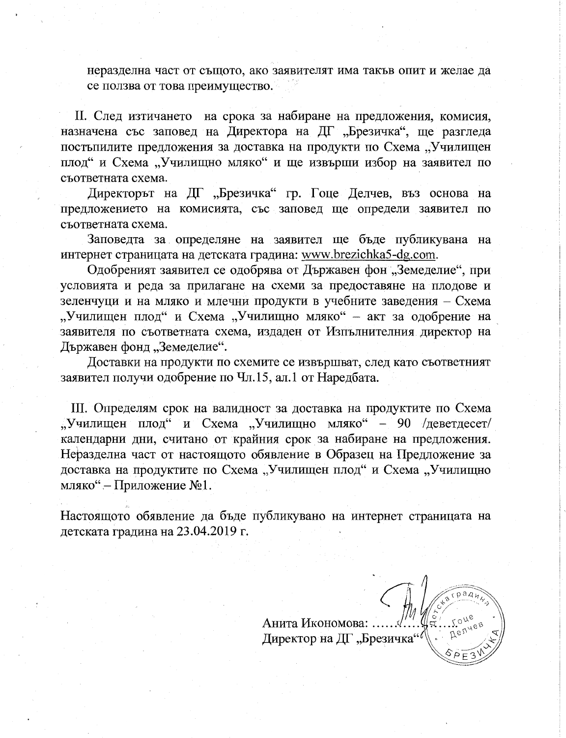неразделна част от същото, ако заявителят има такъв опит и желае да се ползва от това преимущество.

II. След изтичането на срока за набиране на предложения, комисия, назначена със заповед на Директора на ДГ „Брезичка", ще разгледа постъпилите предложения за доставка на продукти по Схема „Училищен плод" и Схема „Училищно мляко" и ще извърши избор на заявител по съответната схема.

Директорът на ДГ „Брезичка" гр. Гоце Делчев, въз основа на предложението на комисията, със заповед ще определи заявител по съответната схема.

Заповедта за определяне на заявител ще бъде публикувана на интернет страницата на детската градина: www.brezichka5-dg.com.

Одобреният заявител се одобрява от Държавен фон „Земеделие", при условията и реда за прилагане на схеми за предоставяне на плодове и зеленчуци и на мляко и млечни продукти в учебните заведения – Схема „Училищен плод" и Схема „Училищно мляко" – акт за одобрение на заявителя по съответната схема, издаден от Изпълнителния директор на Държавен фонд „Земеделие".

Доставки на продукти по схемите се извършват, след като съответният заявител получи одобрение по Чл.15, ал.1 от Наредбата.

III. Определям срок на валидност за доставка на продуктите по Схема „Училищен плод" и Схема „Училищно мляко" – 90 /деветдесет/ календарни дни, считано от крайния срок за набиране на предложения. Неразделна част от настоящото обявление в Образец на Предложение за доставка на продуктите по Схема „Училищен плод" и Схема „Училищно мляко" – Приложение №1.

Настоящото обявление да бъде публикувано на интернет страницата на детската градина на 23.04.2019 г.

Анита Икономова: ....................

Директор на ДГ „Брезичка"